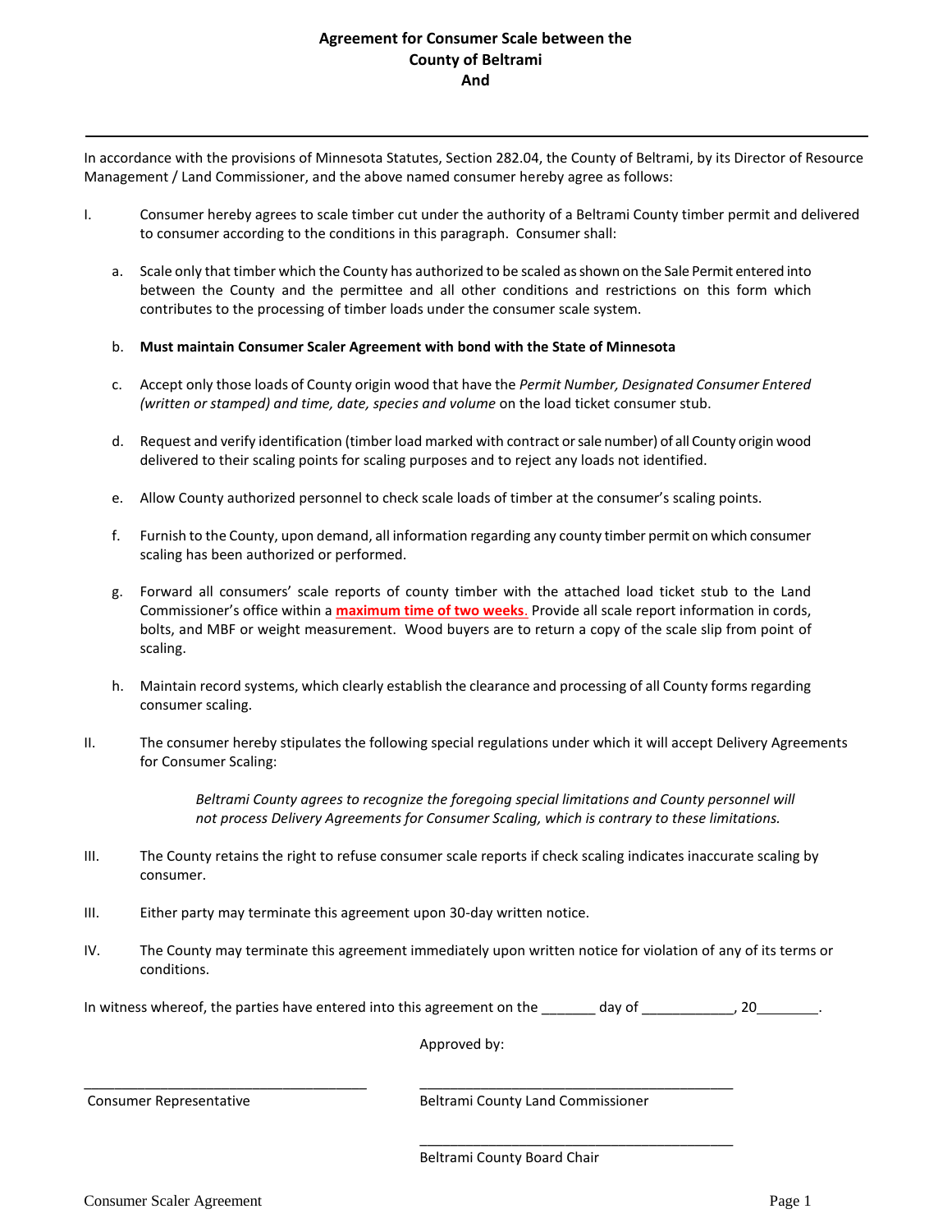# Agreement for Consumer Scale between the County of Beltrami And

---

In accordance with the provisions of Minnesota Statutes, Section 282.04, the County of Beltrami, by its Director of Resource Management / Land Commissioner, and the above named consumer hereby agree as follows:

I. Consumer hereby agrees to scale timber cut under the authority of a Beltrami County timber permit and delivered to consumer according to the conditions in this paragraph. Consumer shall:

   a. Scale only that timber which the County has authorized to be scaled as shown on the Sale Permit entered into between the County and the permittee and all other conditions and restrictions on this form which contributes to the processing of timber loads under the consumer scale system.

   b. **Must maintain Consumer Scaler Agreement with bond with the State of Minnesota**

   c. Accept only those loads of County origin wood that have the *Permit Number, Designated Consumer Entered (written or stamped) and time, date, species and volume* on the load ticket consumer stub.

   d. Request and verify identification (timber load marked with contract or sale number) of all County origin wood delivered to their scaling points for scaling purposes and to reject any loads not identified.

   e. Allow County authorized personnel to check scale loads of timber at the consumer's scaling points.

   f. Furnish to the County, upon demand, all information regarding any county timber permit on which consumer scaling has been authorized or performed.

   g. Forward all consumers' scale reports of county timber with the attached load ticket stub to the Land Commissioner's office within a **maximum time of two weeks**. Provide all scale report information in cords, bolts, and MBF or weight measurement. Wood buyers are to return a copy of the scale slip from point of scaling.

   h. Maintain record systems, which clearly establish the clearance and processing of all County forms regarding consumer scaling.

II. The consumer hereby stipulates the following special regulations under which it will accept Delivery Agreements for Consumer Scaling:

   *Beltrami County agrees to recognize the foregoing special limitations and County personnel will not process Delivery Agreements for Consumer Scaling, which is contrary to these limitations.*

III. The County retains the right to refuse consumer scale reports if check scaling indicates inaccurate scaling by consumer.

III. Either party may terminate this agreement upon 30-day written notice.

IV. The County may terminate this agreement immediately upon written notice for violation of any of its terms or conditions.

In witness whereof, the parties have entered into this agreement on the _______ day of ____________, 20________.

Approved by:

_____________________________________
Consumer Representative

_____________________________________
Beltrami County Land Commissioner

_____________________________________
Beltrami County Board Chair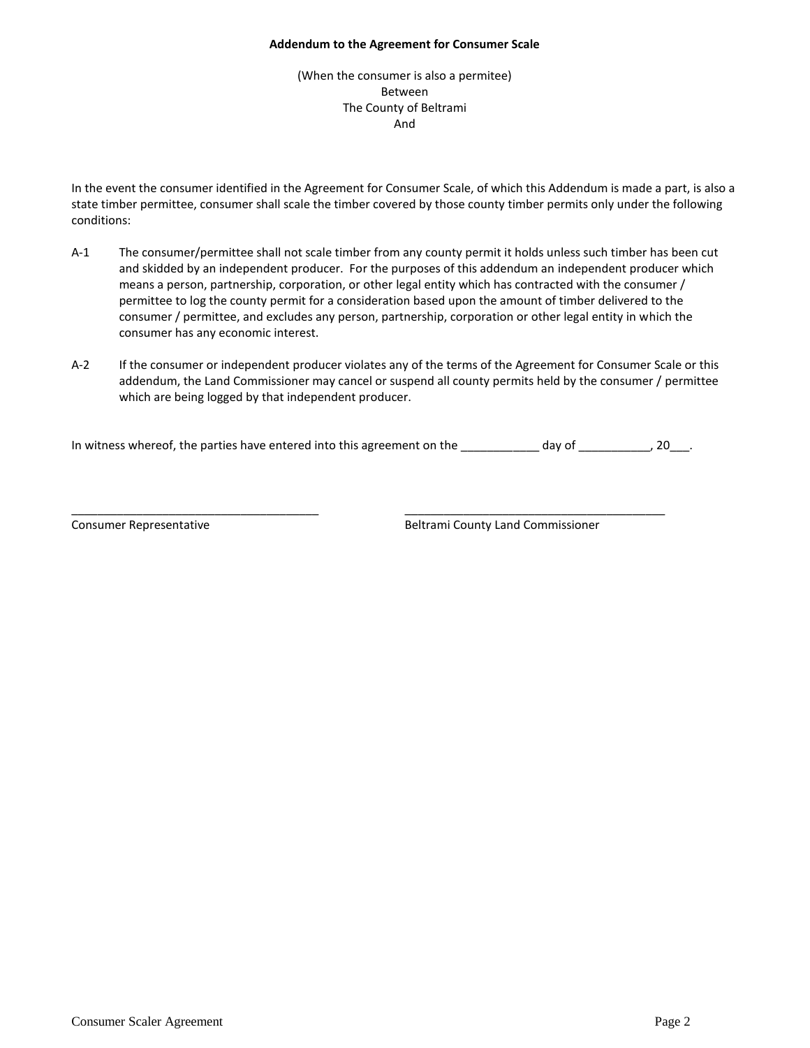**Addendum to the Agreement for Consumer Scale**

(When the consumer is also a permitee)
Between
The County of Beltrami
And

In the event the consumer identified in the Agreement for Consumer Scale, of which this Addendum is made a part, is also a state timber permittee, consumer shall scale the timber covered by those county timber permits only under the following conditions:

A-1 The consumer/permittee shall not scale timber from any county permit it holds unless such timber has been cut and skidded by an independent producer. For the purposes of this addendum an independent producer which means a person, partnership, corporation, or other legal entity which has contracted with the consumer / permittee to log the county permit for a consideration based upon the amount of timber delivered to the consumer / permittee, and excludes any person, partnership, corporation or other legal entity in which the consumer has any economic interest.

A-2 If the consumer or independent producer violates any of the terms of the Agreement for Consumer Scale or this addendum, the Land Commissioner may cancel or suspend all county permits held by the consumer / permittee which are being logged by that independent producer.

In witness whereof, the parties have entered into this agreement on the ____________ day of ___________, 20___.

______________________________________
Consumer Representative

________________________________________
Beltrami County Land Commissioner